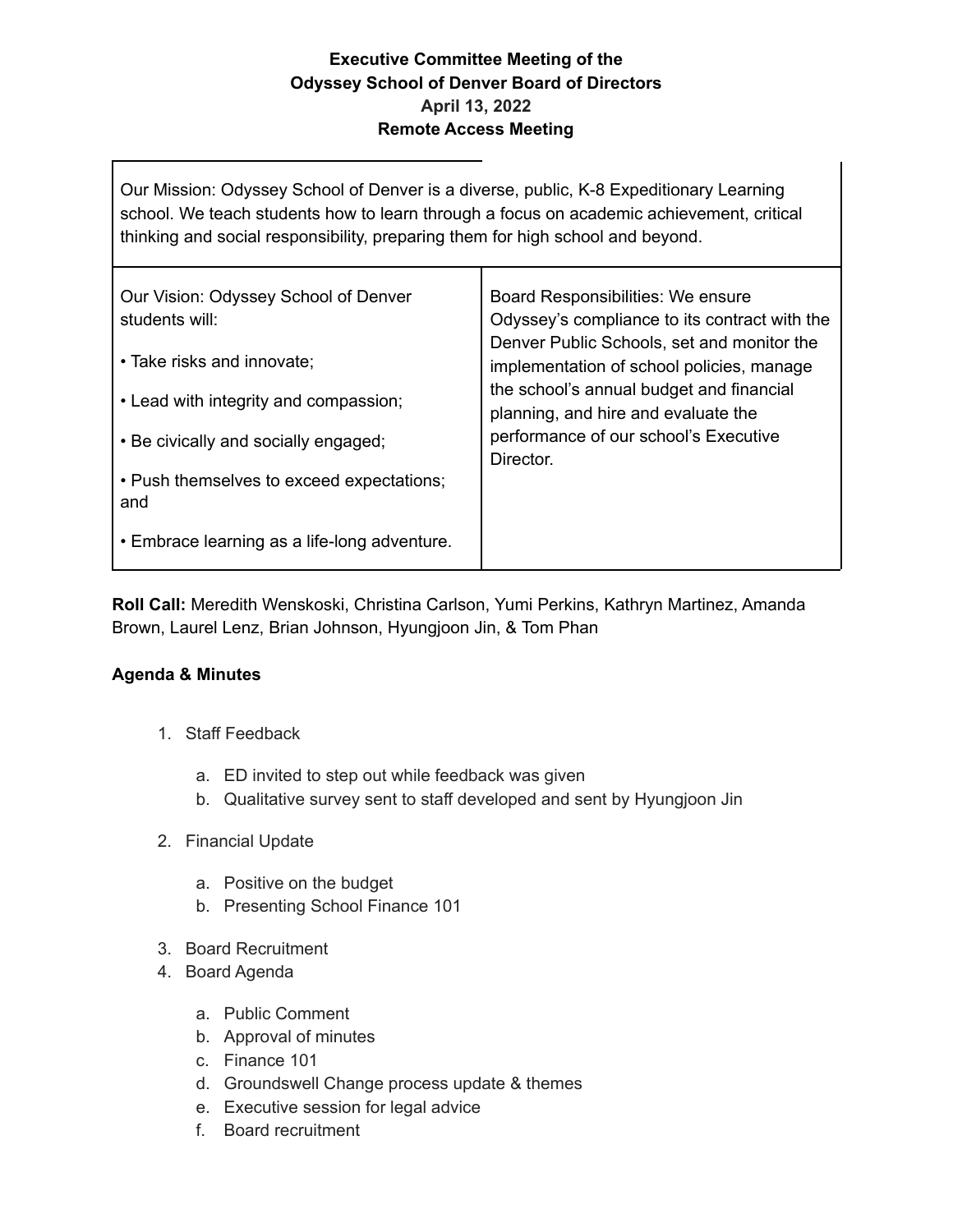# Executive Committee Meeting of the Odyssey School of Denver Board of Directors

**April 13, 2022**

**Remote Access Meeting**

| Our Mission: Odyssey School of Denver is a diverse, public, K-8 Expeditionary Learning school. We teach students how to learn through a focus on academic achievement, critical thinking and social responsibility, preparing them for high school and beyond. | |
|---|---|
| Our Vision: Odyssey School of Denver students will:<br>• Take risks and innovate;<br>• Lead with integrity and compassion;<br>• Be civically and socially engaged;<br>• Push themselves to exceed expectations; and<br>• Embrace learning as a life-long adventure. | Board Responsibilities: We ensure Odyssey's compliance to its contract with the Denver Public Schools, set and monitor the implementation of school policies, manage the school's annual budget and financial planning, and hire and evaluate the performance of our school's Executive Director. |

**Roll Call:** Meredith Wenskoski, Christina Carlson, Yumi Perkins, Kathryn Martinez, Amanda Brown, Laurel Lenz, Brian Johnson, Hyungjoon Jin, & Tom Phan

**Agenda & Minutes**

1. Staff Feedback
   a. ED invited to step out while feedback was given
   b. Qualitative survey sent to staff developed and sent by Hyungjoon Jin
2. Financial Update
   a. Positive on the budget
   b. Presenting School Finance 101
3. Board Recruitment
4. Board Agenda
   a. Public Comment
   b. Approval of minutes
   c. Finance 101
   d. Groundswell Change process update & themes
   e. Executive session for legal advice
   f. Board recruitment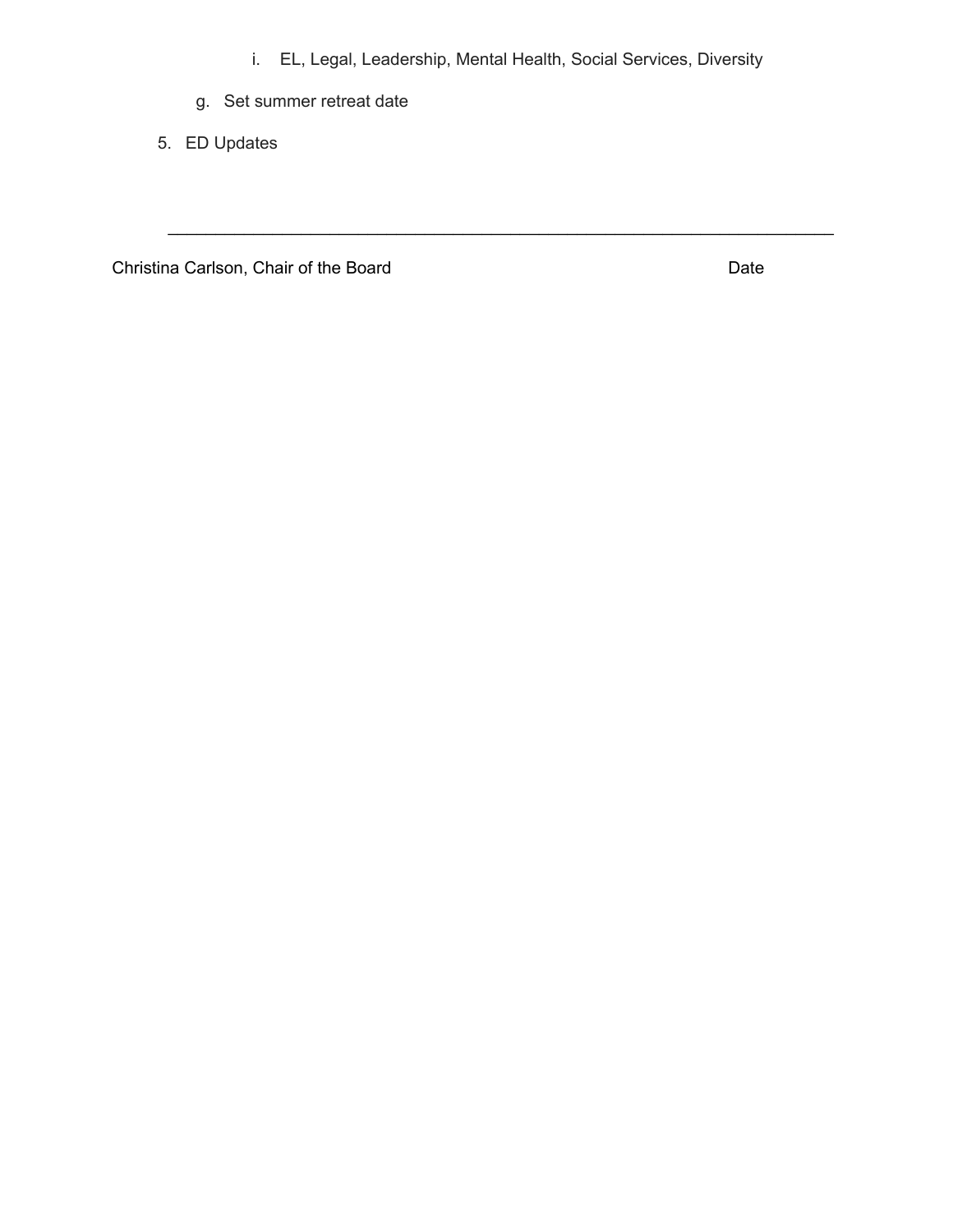i. EL, Legal, Leadership, Mental Health, Social Services, Diversity

    g. Set summer retreat date

5. ED Updates

\_\_\_\_\_\_\_\_\_\_\_\_\_\_\_\_\_\_\_\_\_\_\_\_\_\_\_\_\_\_\_\_\_\_\_\_\_\_\_\_\_\_\_\_\_\_\_\_\_\_\_\_\_\_\_\_\_\_\_\_\_\_

Christina Carlson, Chair of the Board                                                    Date